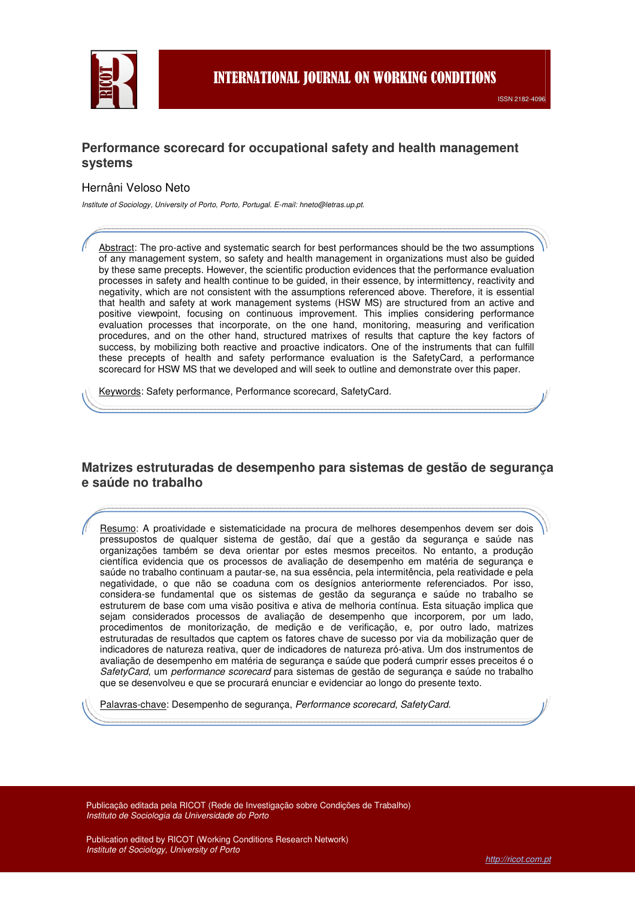# Performance scorecard for occupational safety and health management systems

Hernâni Veloso Neto

*Institute of Sociology, University of Porto, Porto, Portugal. E-mail: hneto@letras.up.pt.*

Abstract: The pro-active and systematic search for best performances should be the two assumptions of any management system, so safety and health management in organizations must also be guided by these same precepts. However, the scientific production evidences that the performance evaluation processes in safety and health continue to be guided, in their essence, by intermittency, reactivity and negativity, which are not consistent with the assumptions referenced above. Therefore, it is essential that health and safety at work management systems (HSW MS) are structured from an active and positive viewpoint, focusing on continuous improvement. This implies considering performance evaluation processes that incorporate, on the one hand, monitoring, measuring and verification procedures, and on the other hand, structured matrixes of results that capture the key factors of success, by mobilizing both reactive and proactive indicators. One of the instruments that can fulfill these precepts of health and safety performance evaluation is the SafetyCard, a performance scorecard for HSW MS that we developed and will seek to outline and demonstrate over this paper.

Keywords: Safety performance, Performance scorecard, SafetyCard.

# Matrizes estruturadas de desempenho para sistemas de gestão de segurança e saúde no trabalho

Resumo: A proatividade e sistematicidade na procura de melhores desempenhos devem ser dois pressupostos de qualquer sistema de gestão, daí que a gestão da segurança e saúde nas organizações também se deva orientar por estes mesmos preceitos. No entanto, a produção científica evidencia que os processos de avaliação de desempenho em matéria de segurança e saúde no trabalho continuam a pautar-se, na sua essência, pela intermitência, pela reatividade e pela negatividade, o que não se coaduna com os desígnios anteriormente referenciados. Por isso, considera-se fundamental que os sistemas de gestão da segurança e saúde no trabalho se estruturem de base com uma visão positiva e ativa de melhoria contínua. Esta situação implica que sejam considerados processos de avaliação de desempenho que incorporem, por um lado, procedimentos de monitorização, de medição e de verificação, e, por outro lado, matrizes estruturadas de resultados que captem os fatores chave de sucesso por via da mobilização quer de indicadores de natureza reativa, quer de indicadores de natureza pró-ativa. Um dos instrumentos de avaliação de desempenho em matéria de segurança e saúde que poderá cumprir esses preceitos é o *SafetyCard*, um *performance scorecard* para sistemas de gestão de segurança e saúde no trabalho que se desenvolveu e que se procurará enunciar e evidenciar ao longo do presente texto.

Palavras-chave: Desempenho de segurança, *Performance scorecard*, *SafetyCard*.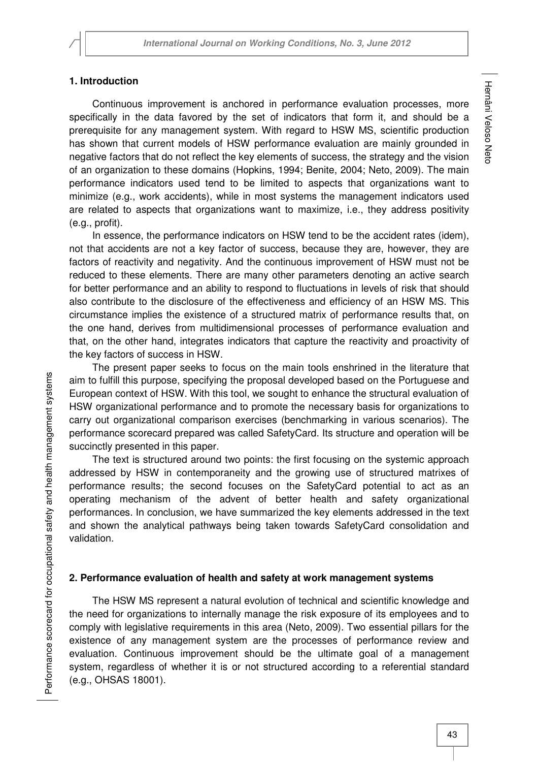## 1. Introduction

Continuous improvement is anchored in performance evaluation processes, more specifically in the data favored by the set of indicators that form it, and should be a prerequisite for any management system. With regard to HSW MS, scientific production has shown that current models of HSW performance evaluation are mainly grounded in negative factors that do not reflect the key elements of success, the strategy and the vision of an organization to these domains (Hopkins, 1994; Benite, 2004; Neto, 2009). The main performance indicators used tend to be limited to aspects that organizations want to minimize (e.g., work accidents), while in most systems the management indicators used are related to aspects that organizations want to maximize, i.e., they address positivity (e.g., profit).

In essence, the performance indicators on HSW tend to be the accident rates (idem), not that accidents are not a key factor of success, because they are, however, they are factors of reactivity and negativity. And the continuous improvement of HSW must not be reduced to these elements. There are many other parameters denoting an active search for better performance and an ability to respond to fluctuations in levels of risk that should also contribute to the disclosure of the effectiveness and efficiency of an HSW MS. This circumstance implies the existence of a structured matrix of performance results that, on the one hand, derives from multidimensional processes of performance evaluation and that, on the other hand, integrates indicators that capture the reactivity and proactivity of the key factors of success in HSW.

The present paper seeks to focus on the main tools enshrined in the literature that aim to fulfill this purpose, specifying the proposal developed based on the Portuguese and European context of HSW. With this tool, we sought to enhance the structural evaluation of HSW organizational performance and to promote the necessary basis for organizations to carry out organizational comparison exercises (benchmarking in various scenarios). The performance scorecard prepared was called SafetyCard. Its structure and operation will be succinctly presented in this paper.

The text is structured around two points: the first focusing on the systemic approach addressed by HSW in contemporaneity and the growing use of structured matrixes of performance results; the second focuses on the SafetyCard potential to act as an operating mechanism of the advent of better health and safety organizational performances. In conclusion, we have summarized the key elements addressed in the text and shown the analytical pathways being taken towards SafetyCard consolidation and validation.

## 2. Performance evaluation of health and safety at work management systems

The HSW MS represent a natural evolution of technical and scientific knowledge and the need for organizations to internally manage the risk exposure of its employees and to comply with legislative requirements in this area (Neto, 2009). Two essential pillars for the existence of any management system are the processes of performance review and evaluation. Continuous improvement should be the ultimate goal of a management system, regardless of whether it is or not structured according to a referential standard (e.g., OHSAS 18001).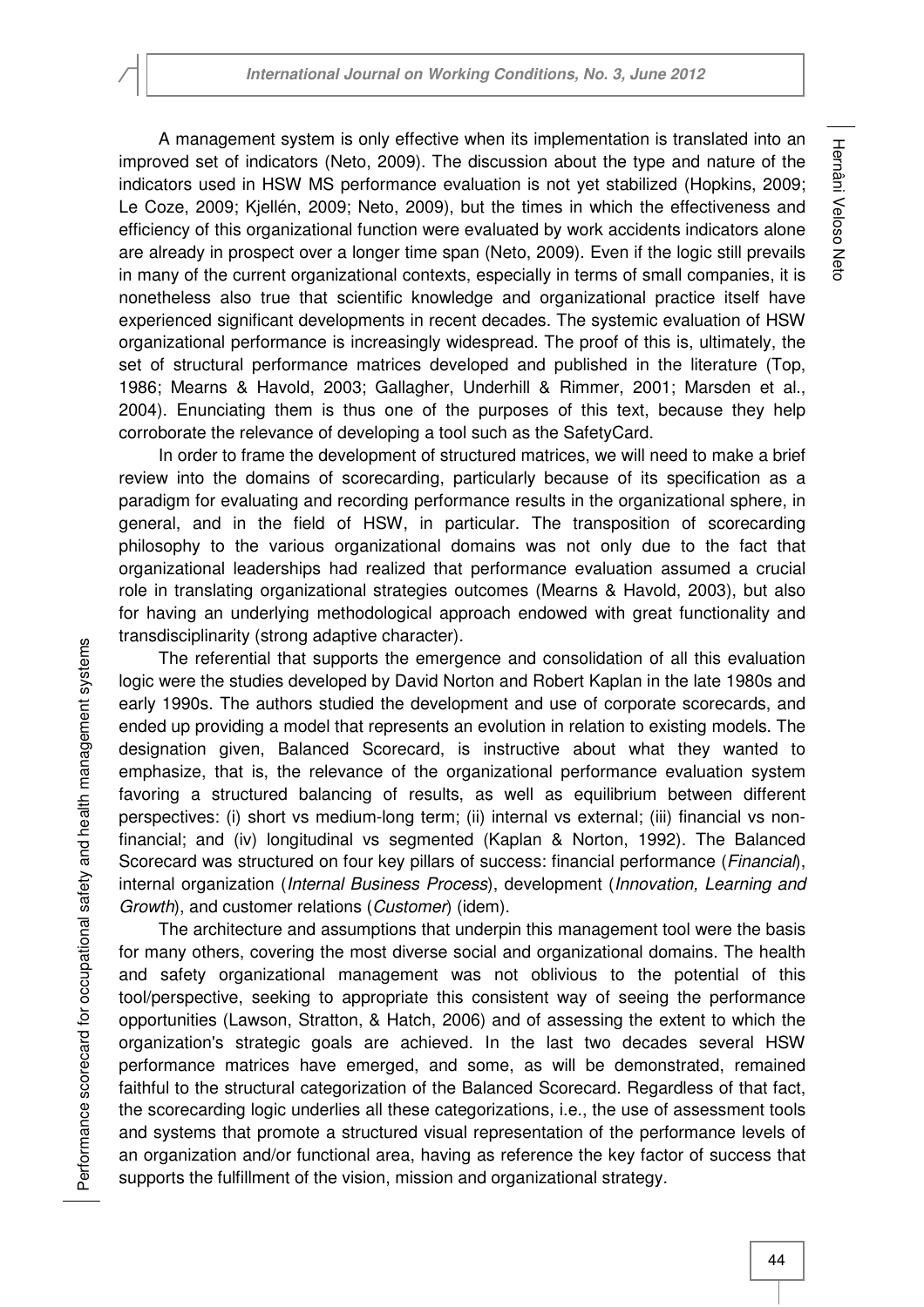A management system is only effective when its implementation is translated into an improved set of indicators (Neto, 2009). The discussion about the type and nature of the indicators used in HSW MS performance evaluation is not yet stabilized (Hopkins, 2009; Le Coze, 2009; Kjellén, 2009; Neto, 2009), but the times in which the effectiveness and efficiency of this organizational function were evaluated by work accidents indicators alone are already in prospect over a longer time span (Neto, 2009). Even if the logic still prevails in many of the current organizational contexts, especially in terms of small companies, it is nonetheless also true that scientific knowledge and organizational practice itself have experienced significant developments in recent decades. The systemic evaluation of HSW organizational performance is increasingly widespread. The proof of this is, ultimately, the set of structural performance matrices developed and published in the literature (Top, 1986; Mearns & Havold, 2003; Gallagher, Underhill & Rimmer, 2001; Marsden et al., 2004). Enunciating them is thus one of the purposes of this text, because they help corroborate the relevance of developing a tool such as the SafetyCard.

In order to frame the development of structured matrices, we will need to make a brief review into the domains of scorecarding, particularly because of its specification as a paradigm for evaluating and recording performance results in the organizational sphere, in general, and in the field of HSW, in particular. The transposition of scorecarding philosophy to the various organizational domains was not only due to the fact that organizational leaderships had realized that performance evaluation assumed a crucial role in translating organizational strategies outcomes (Mearns & Havold, 2003), but also for having an underlying methodological approach endowed with great functionality and transdisciplinarity (strong adaptive character).

The referential that supports the emergence and consolidation of all this evaluation logic were the studies developed by David Norton and Robert Kaplan in the late 1980s and early 1990s. The authors studied the development and use of corporate scorecards, and ended up providing a model that represents an evolution in relation to existing models. The designation given, Balanced Scorecard, is instructive about what they wanted to emphasize, that is, the relevance of the organizational performance evaluation system favoring a structured balancing of results, as well as equilibrium between different perspectives: (i) short vs medium-long term; (ii) internal vs external; (iii) financial vs non-financial; and (iv) longitudinal vs segmented (Kaplan & Norton, 1992). The Balanced Scorecard was structured on four key pillars of success: financial performance (*Financial*), internal organization (*Internal Business Process*), development (*Innovation, Learning and Growth*), and customer relations (*Customer*) (idem).

The architecture and assumptions that underpin this management tool were the basis for many others, covering the most diverse social and organizational domains. The health and safety organizational management was not oblivious to the potential of this tool/perspective, seeking to appropriate this consistent way of seeing the performance opportunities (Lawson, Stratton, & Hatch, 2006) and of assessing the extent to which the organization's strategic goals are achieved. In the last two decades several HSW performance matrices have emerged, and some, as will be demonstrated, remained faithful to the structural categorization of the Balanced Scorecard. Regardless of that fact, the scorecarding logic underlies all these categorizations, i.e., the use of assessment tools and systems that promote a structured visual representation of the performance levels of an organization and/or functional area, having as reference the key factor of success that supports the fulfillment of the vision, mission and organizational strategy.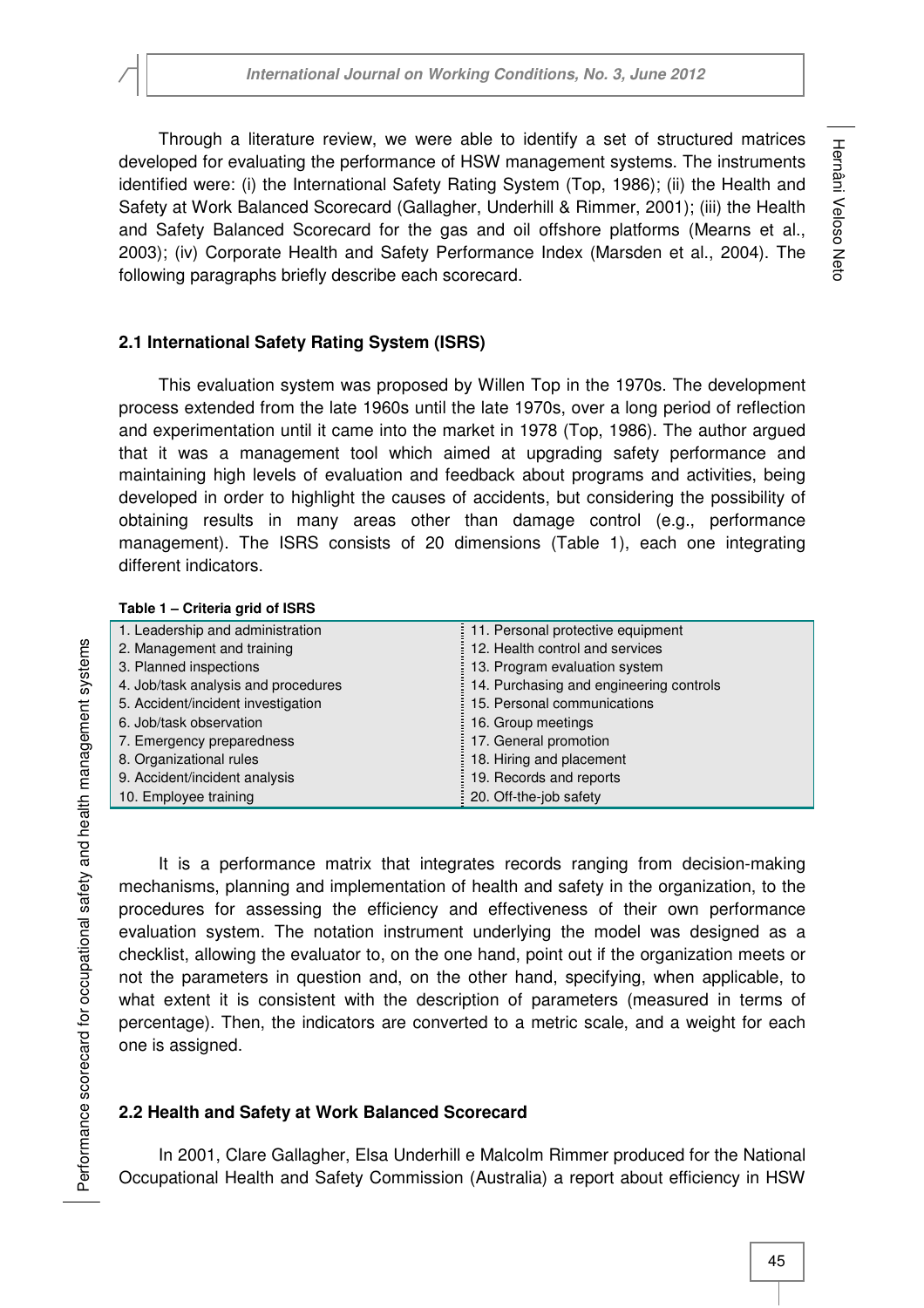Through a literature review, we were able to identify a set of structured matrices developed for evaluating the performance of HSW management systems. The instruments identified were: (i) the International Safety Rating System (Top, 1986); (ii) the Health and Safety at Work Balanced Scorecard (Gallagher, Underhill & Rimmer, 2001); (iii) the Health and Safety Balanced Scorecard for the gas and oil offshore platforms (Mearns et al., 2003); (iv) Corporate Health and Safety Performance Index (Marsden et al., 2004). The following paragraphs briefly describe each scorecard.

## 2.1 International Safety Rating System (ISRS)

This evaluation system was proposed by Willen Top in the 1970s. The development process extended from the late 1960s until the late 1970s, over a long period of reflection and experimentation until it came into the market in 1978 (Top, 1986). The author argued that it was a management tool which aimed at upgrading safety performance and maintaining high levels of evaluation and feedback about programs and activities, being developed in order to highlight the causes of accidents, but considering the possibility of obtaining results in many areas other than damage control (e.g., performance management). The ISRS consists of 20 dimensions (Table 1), each one integrating different indicators.

**Table 1 – Criteria grid of ISRS**

| | |
|---|---|
| 1. Leadership and administration | 11. Personal protective equipment |
| 2. Management and training | 12. Health control and services |
| 3. Planned inspections | 13. Program evaluation system |
| 4. Job/task analysis and procedures | 14. Purchasing and engineering controls |
| 5. Accident/incident investigation | 15. Personal communications |
| 6. Job/task observation | 16. Group meetings |
| 7. Emergency preparedness | 17. General promotion |
| 8. Organizational rules | 18. Hiring and placement |
| 9. Accident/incident analysis | 19. Records and reports |
| 10. Employee training | 20. Off-the-job safety |

It is a performance matrix that integrates records ranging from decision-making mechanisms, planning and implementation of health and safety in the organization, to the procedures for assessing the efficiency and effectiveness of their own performance evaluation system. The notation instrument underlying the model was designed as a checklist, allowing the evaluator to, on the one hand, point out if the organization meets or not the parameters in question and, on the other hand, specifying, when applicable, to what extent it is consistent with the description of parameters (measured in terms of percentage). Then, the indicators are converted to a metric scale, and a weight for each one is assigned.

## 2.2 Health and Safety at Work Balanced Scorecard

In 2001, Clare Gallagher, Elsa Underhill e Malcolm Rimmer produced for the National Occupational Health and Safety Commission (Australia) a report about efficiency in HSW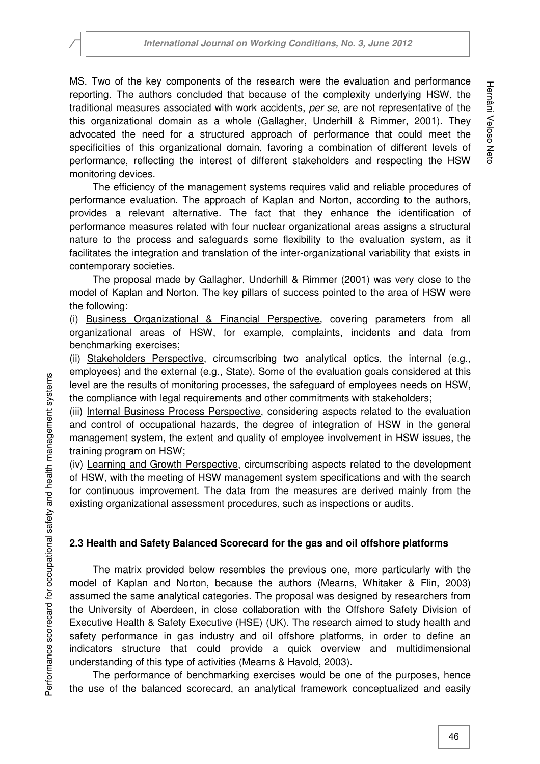MS. Two of the key components of the research were the evaluation and performance reporting. The authors concluded that because of the complexity underlying HSW, the traditional measures associated with work accidents, *per se*, are not representative of the this organizational domain as a whole (Gallagher, Underhill & Rimmer, 2001). They advocated the need for a structured approach of performance that could meet the specificities of this organizational domain, favoring a combination of different levels of performance, reflecting the interest of different stakeholders and respecting the HSW monitoring devices.

The efficiency of the management systems requires valid and reliable procedures of performance evaluation. The approach of Kaplan and Norton, according to the authors, provides a relevant alternative. The fact that they enhance the identification of performance measures related with four nuclear organizational areas assigns a structural nature to the process and safeguards some flexibility to the evaluation system, as it facilitates the integration and translation of the inter-organizational variability that exists in contemporary societies.

The proposal made by Gallagher, Underhill & Rimmer (2001) was very close to the model of Kaplan and Norton. The key pillars of success pointed to the area of HSW were the following:

(i) Business Organizational & Financial Perspective, covering parameters from all organizational areas of HSW, for example, complaints, incidents and data from benchmarking exercises;

(ii) Stakeholders Perspective, circumscribing two analytical optics, the internal (e.g., employees) and the external (e.g., State). Some of the evaluation goals considered at this level are the results of monitoring processes, the safeguard of employees needs on HSW, the compliance with legal requirements and other commitments with stakeholders;

(iii) Internal Business Process Perspective, considering aspects related to the evaluation and control of occupational hazards, the degree of integration of HSW in the general management system, the extent and quality of employee involvement in HSW issues, the training program on HSW;

(iv) Learning and Growth Perspective, circumscribing aspects related to the development of HSW, with the meeting of HSW management system specifications and with the search for continuous improvement. The data from the measures are derived mainly from the existing organizational assessment procedures, such as inspections or audits.

### 2.3 Health and Safety Balanced Scorecard for the gas and oil offshore platforms

The matrix provided below resembles the previous one, more particularly with the model of Kaplan and Norton, because the authors (Mearns, Whitaker & Flin, 2003) assumed the same analytical categories. The proposal was designed by researchers from the University of Aberdeen, in close collaboration with the Offshore Safety Division of Executive Health & Safety Executive (HSE) (UK). The research aimed to study health and safety performance in gas industry and oil offshore platforms, in order to define an indicators structure that could provide a quick overview and multidimensional understanding of this type of activities (Mearns & Havold, 2003).

The performance of benchmarking exercises would be one of the purposes, hence the use of the balanced scorecard, an analytical framework conceptualized and easily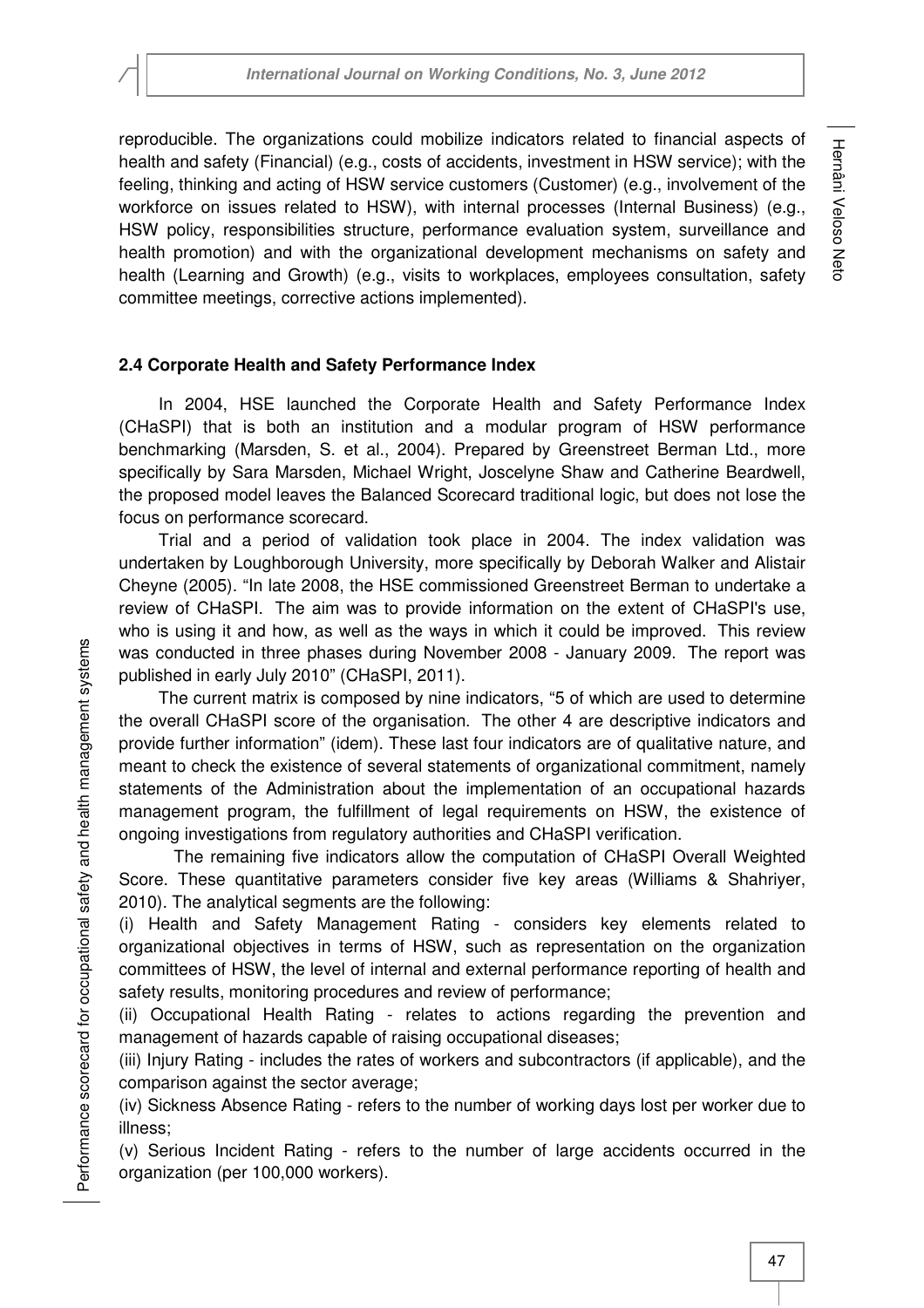reproducible. The organizations could mobilize indicators related to financial aspects of health and safety (Financial) (e.g., costs of accidents, investment in HSW service); with the feeling, thinking and acting of HSW service customers (Customer) (e.g., involvement of the workforce on issues related to HSW), with internal processes (Internal Business) (e.g., HSW policy, responsibilities structure, performance evaluation system, surveillance and health promotion) and with the organizational development mechanisms on safety and health (Learning and Growth) (e.g., visits to workplaces, employees consultation, safety committee meetings, corrective actions implemented).

### 2.4 Corporate Health and Safety Performance Index

In 2004, HSE launched the Corporate Health and Safety Performance Index (CHaSPI) that is both an institution and a modular program of HSW performance benchmarking (Marsden, S. et al., 2004). Prepared by Greenstreet Berman Ltd., more specifically by Sara Marsden, Michael Wright, Joscelyne Shaw and Catherine Beardwell, the proposed model leaves the Balanced Scorecard traditional logic, but does not lose the focus on performance scorecard.

Trial and a period of validation took place in 2004. The index validation was undertaken by Loughborough University, more specifically by Deborah Walker and Alistair Cheyne (2005). "In late 2008, the HSE commissioned Greenstreet Berman to undertake a review of CHaSPI. The aim was to provide information on the extent of CHaSPI's use, who is using it and how, as well as the ways in which it could be improved. This review was conducted in three phases during November 2008 - January 2009. The report was published in early July 2010" (CHaSPI, 2011).

The current matrix is composed by nine indicators, "5 of which are used to determine the overall CHaSPI score of the organisation. The other 4 are descriptive indicators and provide further information" (idem). These last four indicators are of qualitative nature, and meant to check the existence of several statements of organizational commitment, namely statements of the Administration about the implementation of an occupational hazards management program, the fulfillment of legal requirements on HSW, the existence of ongoing investigations from regulatory authorities and CHaSPI verification.

The remaining five indicators allow the computation of CHaSPI Overall Weighted Score. These quantitative parameters consider five key areas (Williams & Shahriyer, 2010). The analytical segments are the following:

(i) Health and Safety Management Rating - considers key elements related to organizational objectives in terms of HSW, such as representation on the organization committees of HSW, the level of internal and external performance reporting of health and safety results, monitoring procedures and review of performance;

(ii) Occupational Health Rating - relates to actions regarding the prevention and management of hazards capable of raising occupational diseases;

(iii) Injury Rating - includes the rates of workers and subcontractors (if applicable), and the comparison against the sector average;

(iv) Sickness Absence Rating - refers to the number of working days lost per worker due to illness;

(v) Serious Incident Rating - refers to the number of large accidents occurred in the organization (per 100,000 workers).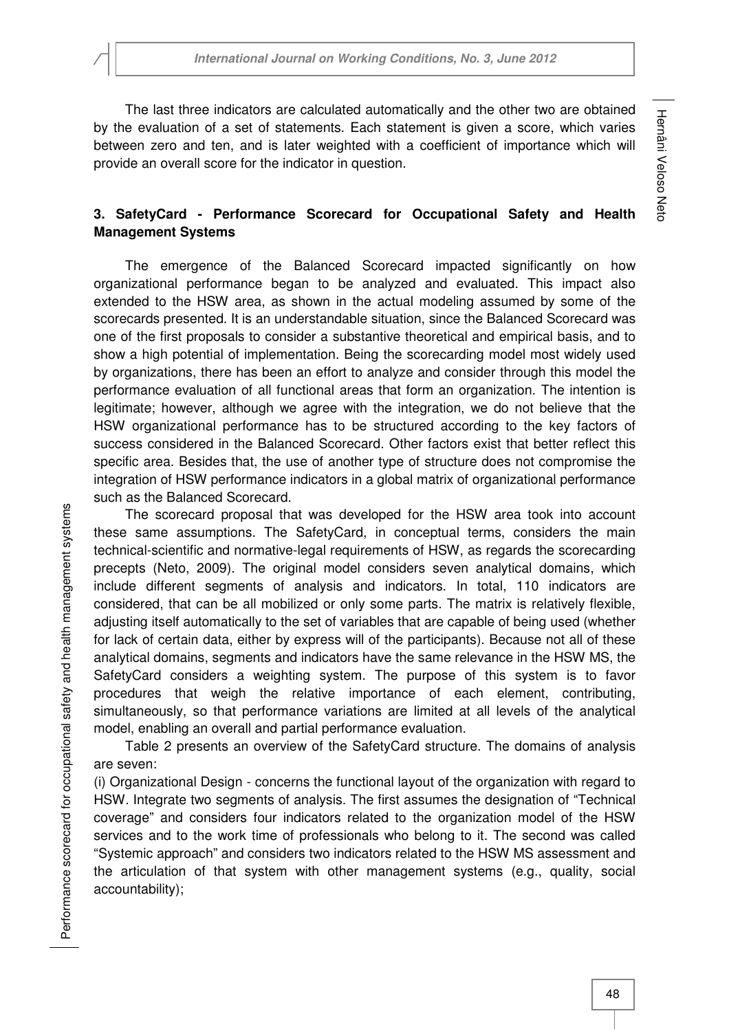The last three indicators are calculated automatically and the other two are obtained by the evaluation of a set of statements. Each statement is given a score, which varies between zero and ten, and is later weighted with a coefficient of importance which will provide an overall score for the indicator in question.

## 3. SafetyCard - Performance Scorecard for Occupational Safety and Health Management Systems

The emergence of the Balanced Scorecard impacted significantly on how organizational performance began to be analyzed and evaluated. This impact also extended to the HSW area, as shown in the actual modeling assumed by some of the scorecards presented. It is an understandable situation, since the Balanced Scorecard was one of the first proposals to consider a substantive theoretical and empirical basis, and to show a high potential of implementation. Being the scorecarding model most widely used by organizations, there has been an effort to analyze and consider through this model the performance evaluation of all functional areas that form an organization. The intention is legitimate; however, although we agree with the integration, we do not believe that the HSW organizational performance has to be structured according to the key factors of success considered in the Balanced Scorecard. Other factors exist that better reflect this specific area. Besides that, the use of another type of structure does not compromise the integration of HSW performance indicators in a global matrix of organizational performance such as the Balanced Scorecard.

The scorecard proposal that was developed for the HSW area took into account these same assumptions. The SafetyCard, in conceptual terms, considers the main technical-scientific and normative-legal requirements of HSW, as regards the scorecarding precepts (Neto, 2009). The original model considers seven analytical domains, which include different segments of analysis and indicators. In total, 110 indicators are considered, that can be all mobilized or only some parts. The matrix is relatively flexible, adjusting itself automatically to the set of variables that are capable of being used (whether for lack of certain data, either by express will of the participants). Because not all of these analytical domains, segments and indicators have the same relevance in the HSW MS, the SafetyCard considers a weighting system. The purpose of this system is to favor procedures that weigh the relative importance of each element, contributing, simultaneously, so that performance variations are limited at all levels of the analytical model, enabling an overall and partial performance evaluation.

Table 2 presents an overview of the SafetyCard structure. The domains of analysis are seven:

(i) Organizational Design - concerns the functional layout of the organization with regard to HSW. Integrate two segments of analysis. The first assumes the designation of "Technical coverage" and considers four indicators related to the organization model of the HSW services and to the work time of professionals who belong to it. The second was called "Systemic approach" and considers two indicators related to the HSW MS assessment and the articulation of that system with other management systems (e.g., quality, social accountability);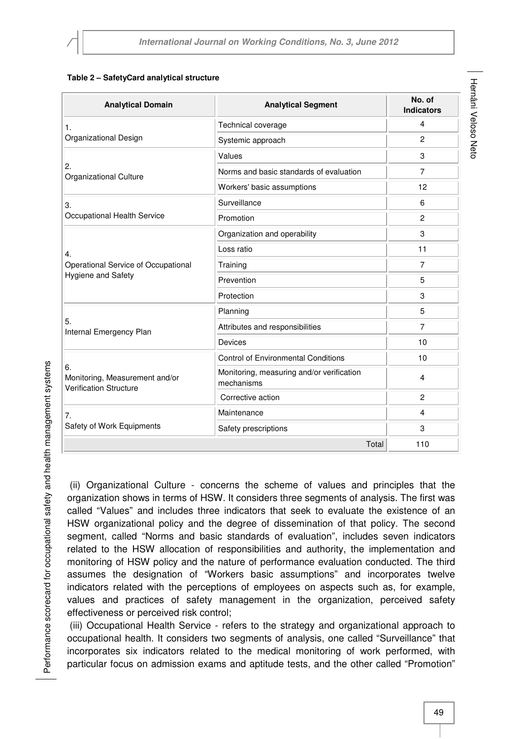**Table 2 – SafetyCard analytical structure**

| Analytical Domain | Analytical Segment | No. of Indicators |
|---|---|---|
| 1. Organizational Design | Technical coverage | 4 |
| | Systemic approach | 2 |
| 2. Organizational Culture | Values | 3 |
| | Norms and basic standards of evaluation | 7 |
| | Workers' basic assumptions | 12 |
| 3. Occupational Health Service | Surveillance | 6 |
| | Promotion | 2 |
| 4. Operational Service of Occupational Hygiene and Safety | Organization and operability | 3 |
| | Loss ratio | 11 |
| | Training | 7 |
| | Prevention | 5 |
| | Protection | 3 |
| 5. Internal Emergency Plan | Planning | 5 |
| | Attributes and responsibilities | 7 |
| | Devices | 10 |
| 6. Monitoring, Measurement and/or Verification Structure | Control of Environmental Conditions | 10 |
| | Monitoring, measuring and/or verification mechanisms | 4 |
| | Corrective action | 2 |
| 7. Safety of Work Equipments | Maintenance | 4 |
| | Safety prescriptions | 3 |
| | Total | 110 |

(ii) Organizational Culture - concerns the scheme of values and principles that the organization shows in terms of HSW. It considers three segments of analysis. The first was called "Values" and includes three indicators that seek to evaluate the existence of an HSW organizational policy and the degree of dissemination of that policy. The second segment, called "Norms and basic standards of evaluation", includes seven indicators related to the HSW allocation of responsibilities and authority, the implementation and monitoring of HSW policy and the nature of performance evaluation conducted. The third assumes the designation of "Workers basic assumptions" and incorporates twelve indicators related with the perceptions of employees on aspects such as, for example, values and practices of safety management in the organization, perceived safety effectiveness or perceived risk control;

(iii) Occupational Health Service - refers to the strategy and organizational approach to occupational health. It considers two segments of analysis, one called "Surveillance" that incorporates six indicators related to the medical monitoring of work performed, with particular focus on admission exams and aptitude tests, and the other called "Promotion"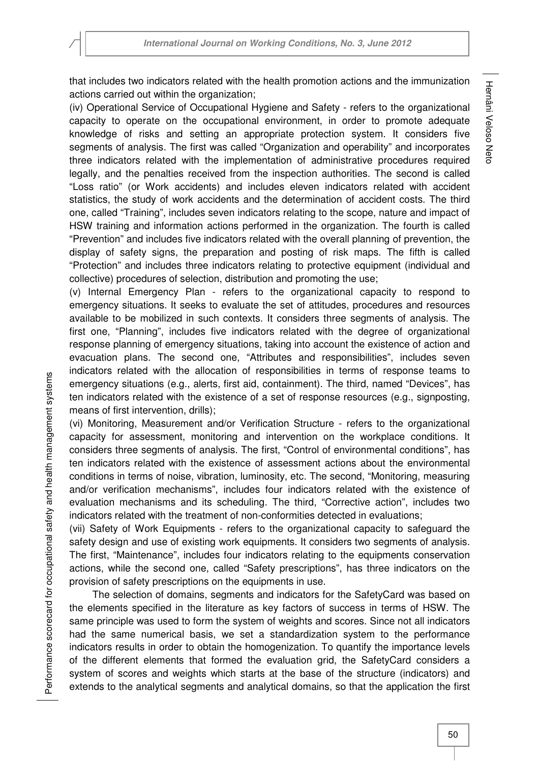that includes two indicators related with the health promotion actions and the immunization actions carried out within the organization;

(iv) Operational Service of Occupational Hygiene and Safety - refers to the organizational capacity to operate on the occupational environment, in order to promote adequate knowledge of risks and setting an appropriate protection system. It considers five segments of analysis. The first was called "Organization and operability" and incorporates three indicators related with the implementation of administrative procedures required legally, and the penalties received from the inspection authorities. The second is called "Loss ratio" (or Work accidents) and includes eleven indicators related with accident statistics, the study of work accidents and the determination of accident costs. The third one, called "Training", includes seven indicators relating to the scope, nature and impact of HSW training and information actions performed in the organization. The fourth is called "Prevention" and includes five indicators related with the overall planning of prevention, the display of safety signs, the preparation and posting of risk maps. The fifth is called "Protection" and includes three indicators relating to protective equipment (individual and collective) procedures of selection, distribution and promoting the use;

(v) Internal Emergency Plan - refers to the organizational capacity to respond to emergency situations. It seeks to evaluate the set of attitudes, procedures and resources available to be mobilized in such contexts. It considers three segments of analysis. The first one, "Planning", includes five indicators related with the degree of organizational response planning of emergency situations, taking into account the existence of action and evacuation plans. The second one, "Attributes and responsibilities", includes seven indicators related with the allocation of responsibilities in terms of response teams to emergency situations (e.g., alerts, first aid, containment). The third, named "Devices", has ten indicators related with the existence of a set of response resources (e.g., signposting, means of first intervention, drills);

(vi) Monitoring, Measurement and/or Verification Structure - refers to the organizational capacity for assessment, monitoring and intervention on the workplace conditions. It considers three segments of analysis. The first, "Control of environmental conditions", has ten indicators related with the existence of assessment actions about the environmental conditions in terms of noise, vibration, luminosity, etc. The second, "Monitoring, measuring and/or verification mechanisms", includes four indicators related with the existence of evaluation mechanisms and its scheduling. The third, "Corrective action", includes two indicators related with the treatment of non-conformities detected in evaluations;

(vii) Safety of Work Equipments - refers to the organizational capacity to safeguard the safety design and use of existing work equipments. It considers two segments of analysis. The first, "Maintenance", includes four indicators relating to the equipments conservation actions, while the second one, called "Safety prescriptions", has three indicators on the provision of safety prescriptions on the equipments in use.

The selection of domains, segments and indicators for the SafetyCard was based on the elements specified in the literature as key factors of success in terms of HSW. The same principle was used to form the system of weights and scores. Since not all indicators had the same numerical basis, we set a standardization system to the performance indicators results in order to obtain the homogenization. To quantify the importance levels of the different elements that formed the evaluation grid, the SafetyCard considers a system of scores and weights which starts at the base of the structure (indicators) and extends to the analytical segments and analytical domains, so that the application the first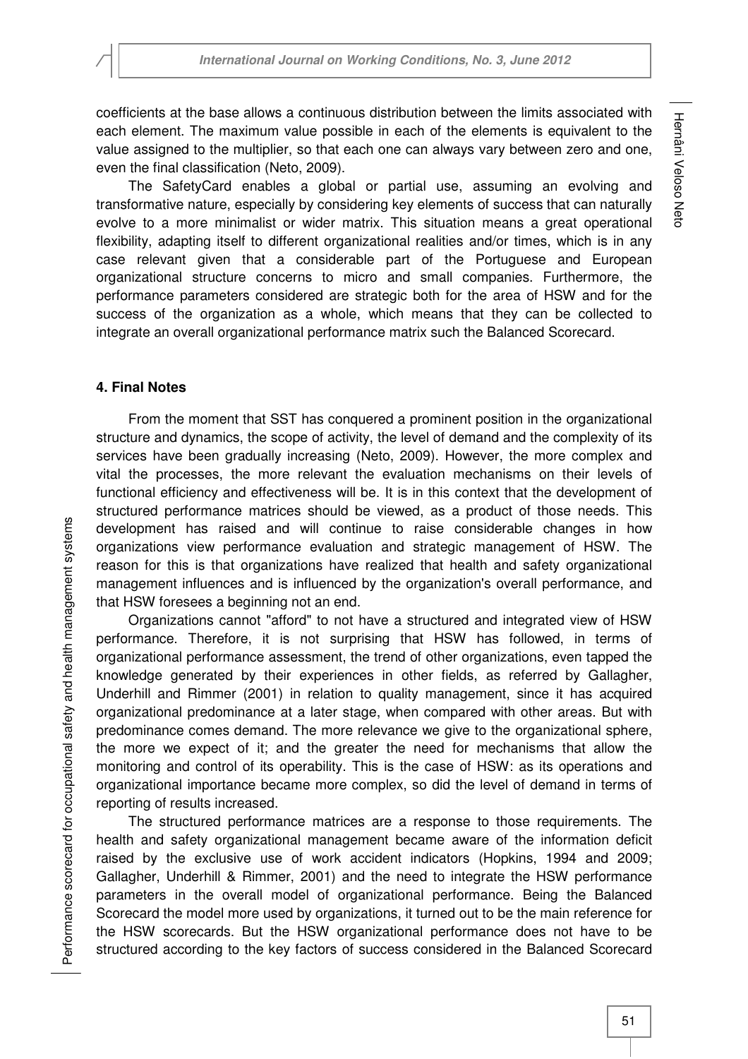coefficients at the base allows a continuous distribution between the limits associated with each element. The maximum value possible in each of the elements is equivalent to the value assigned to the multiplier, so that each one can always vary between zero and one, even the final classification (Neto, 2009).

The SafetyCard enables a global or partial use, assuming an evolving and transformative nature, especially by considering key elements of success that can naturally evolve to a more minimalist or wider matrix. This situation means a great operational flexibility, adapting itself to different organizational realities and/or times, which is in any case relevant given that a considerable part of the Portuguese and European organizational structure concerns to micro and small companies. Furthermore, the performance parameters considered are strategic both for the area of HSW and for the success of the organization as a whole, which means that they can be collected to integrate an overall organizational performance matrix such the Balanced Scorecard.

### 4. Final Notes

From the moment that SST has conquered a prominent position in the organizational structure and dynamics, the scope of activity, the level of demand and the complexity of its services have been gradually increasing (Neto, 2009). However, the more complex and vital the processes, the more relevant the evaluation mechanisms on their levels of functional efficiency and effectiveness will be. It is in this context that the development of structured performance matrices should be viewed, as a product of those needs. This development has raised and will continue to raise considerable changes in how organizations view performance evaluation and strategic management of HSW. The reason for this is that organizations have realized that health and safety organizational management influences and is influenced by the organization's overall performance, and that HSW foresees a beginning not an end.

Organizations cannot "afford" to not have a structured and integrated view of HSW performance. Therefore, it is not surprising that HSW has followed, in terms of organizational performance assessment, the trend of other organizations, even tapped the knowledge generated by their experiences in other fields, as referred by Gallagher, Underhill and Rimmer (2001) in relation to quality management, since it has acquired organizational predominance at a later stage, when compared with other areas. But with predominance comes demand. The more relevance we give to the organizational sphere, the more we expect of it; and the greater the need for mechanisms that allow the monitoring and control of its operability. This is the case of HSW: as its operations and organizational importance became more complex, so did the level of demand in terms of reporting of results increased.

The structured performance matrices are a response to those requirements. The health and safety organizational management became aware of the information deficit raised by the exclusive use of work accident indicators (Hopkins, 1994 and 2009; Gallagher, Underhill & Rimmer, 2001) and the need to integrate the HSW performance parameters in the overall model of organizational performance. Being the Balanced Scorecard the model more used by organizations, it turned out to be the main reference for the HSW scorecards. But the HSW organizational performance does not have to be structured according to the key factors of success considered in the Balanced Scorecard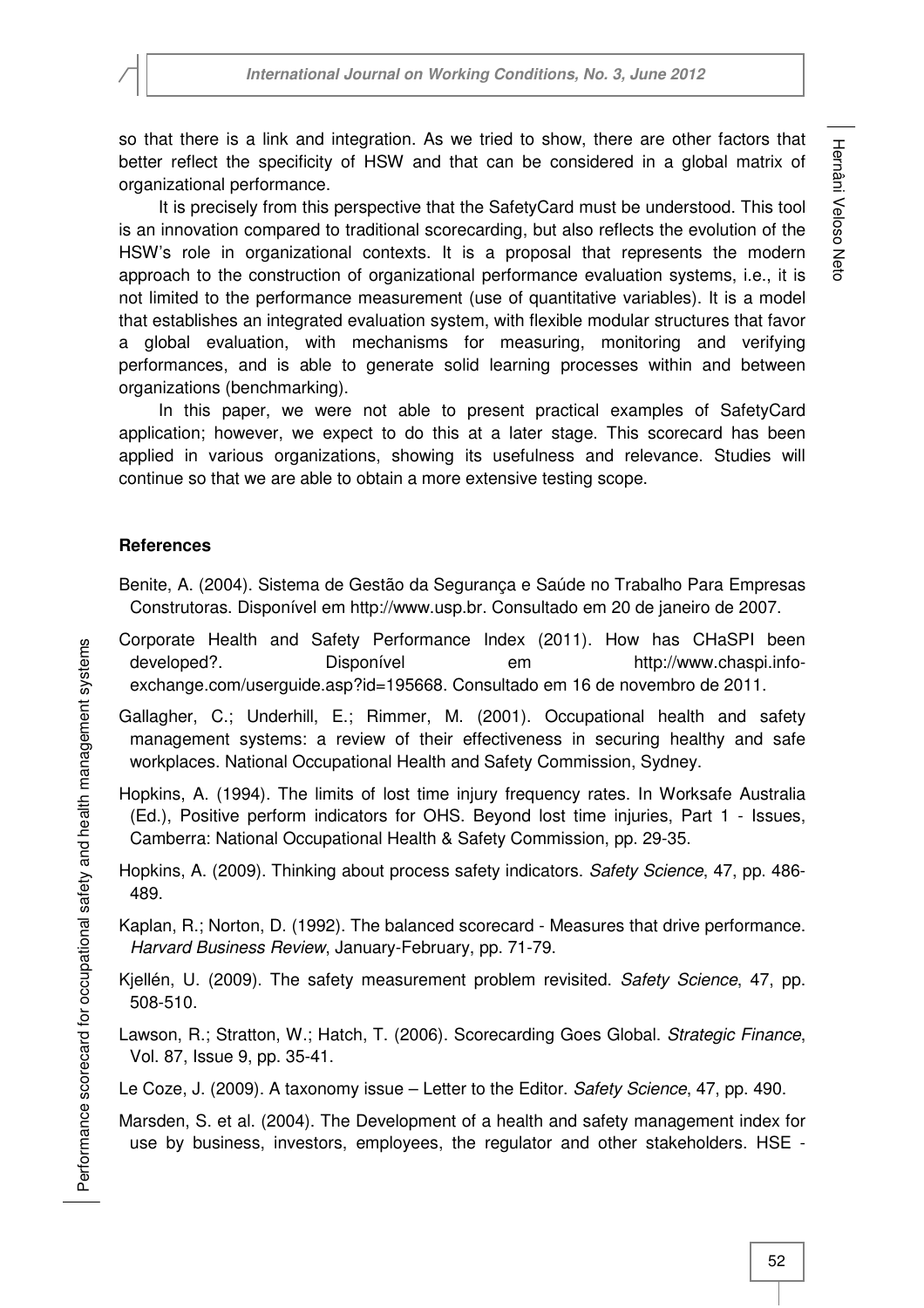so that there is a link and integration. As we tried to show, there are other factors that better reflect the specificity of HSW and that can be considered in a global matrix of organizational performance.

It is precisely from this perspective that the SafetyCard must be understood. This tool is an innovation compared to traditional scorecarding, but also reflects the evolution of the HSW's role in organizational contexts. It is a proposal that represents the modern approach to the construction of organizational performance evaluation systems, i.e., it is not limited to the performance measurement (use of quantitative variables). It is a model that establishes an integrated evaluation system, with flexible modular structures that favor a global evaluation, with mechanisms for measuring, monitoring and verifying performances, and is able to generate solid learning processes within and between organizations (benchmarking).

In this paper, we were not able to present practical examples of SafetyCard application; however, we expect to do this at a later stage. This scorecard has been applied in various organizations, showing its usefulness and relevance. Studies will continue so that we are able to obtain a more extensive testing scope.

## References

Benite, A. (2004). Sistema de Gestão da Segurança e Saúde no Trabalho Para Empresas Construtoras. Disponível em http://www.usp.br. Consultado em 20 de janeiro de 2007.

Corporate Health and Safety Performance Index (2011). How has CHaSPI been developed?. Disponível em http://www.chaspi.info-exchange.com/userguide.asp?id=195668. Consultado em 16 de novembro de 2011.

Gallagher, C.; Underhill, E.; Rimmer, M. (2001). Occupational health and safety management systems: a review of their effectiveness in securing healthy and safe workplaces. National Occupational Health and Safety Commission, Sydney.

Hopkins, A. (1994). The limits of lost time injury frequency rates. In Worksafe Australia (Ed.), Positive perform indicators for OHS. Beyond lost time injuries, Part 1 - Issues, Camberra: National Occupational Health & Safety Commission, pp. 29-35.

Hopkins, A. (2009). Thinking about process safety indicators. *Safety Science*, 47, pp. 486-489.

Kaplan, R.; Norton, D. (1992). The balanced scorecard - Measures that drive performance. *Harvard Business Review*, January-February, pp. 71-79.

Kjellén, U. (2009). The safety measurement problem revisited. *Safety Science*, 47, pp. 508-510.

Lawson, R.; Stratton, W.; Hatch, T. (2006). Scorecarding Goes Global. *Strategic Finance*, Vol. 87, Issue 9, pp. 35-41.

Le Coze, J. (2009). A taxonomy issue – Letter to the Editor. *Safety Science*, 47, pp. 490.

Marsden, S. et al. (2004). The Development of a health and safety management index for use by business, investors, employees, the regulator and other stakeholders. HSE -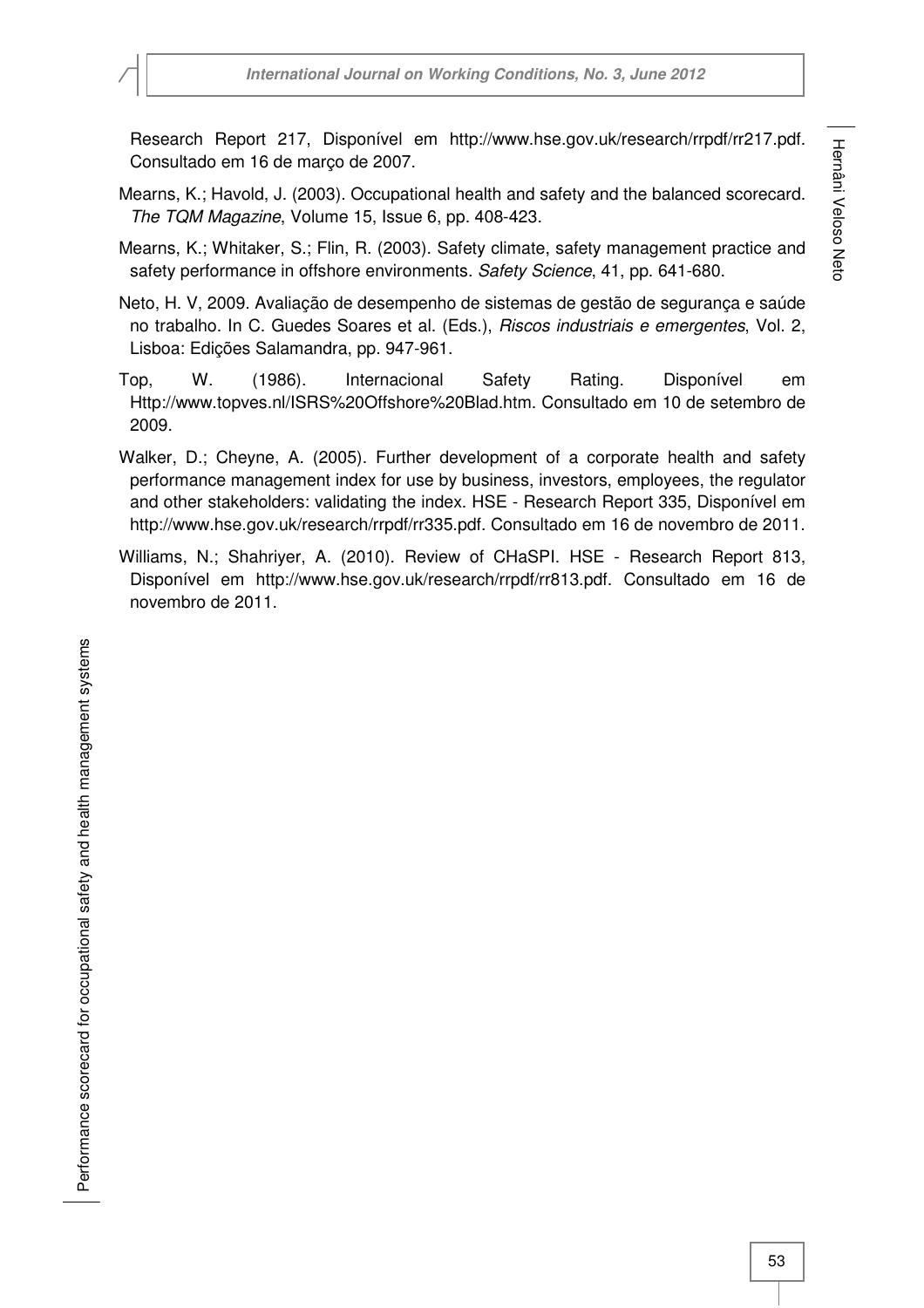Research Report 217, Disponível em http://www.hse.gov.uk/research/rrpdf/rr217.pdf. Consultado em 16 de março de 2007.

Mearns, K.; Havold, J. (2003). Occupational health and safety and the balanced scorecard. *The TQM Magazine*, Volume 15, Issue 6, pp. 408-423.

Mearns, K.; Whitaker, S.; Flin, R. (2003). Safety climate, safety management practice and safety performance in offshore environments. *Safety Science*, 41, pp. 641-680.

Neto, H. V, 2009. Avaliação de desempenho de sistemas de gestão de segurança e saúde no trabalho. In C. Guedes Soares et al. (Eds.), *Riscos industriais e emergentes*, Vol. 2, Lisboa: Edições Salamandra, pp. 947-961.

Top, W. (1986). Internacional Safety Rating. Disponível em Http://www.topves.nl/ISRS%20Offshore%20Blad.htm. Consultado em 10 de setembro de 2009.

Walker, D.; Cheyne, A. (2005). Further development of a corporate health and safety performance management index for use by business, investors, employees, the regulator and other stakeholders: validating the index. HSE - Research Report 335, Disponível em http://www.hse.gov.uk/research/rrpdf/rr335.pdf. Consultado em 16 de novembro de 2011.

Williams, N.; Shahriyer, A. (2010). Review of CHaSPI. HSE - Research Report 813, Disponível em http://www.hse.gov.uk/research/rrpdf/rr813.pdf. Consultado em 16 de novembro de 2011.